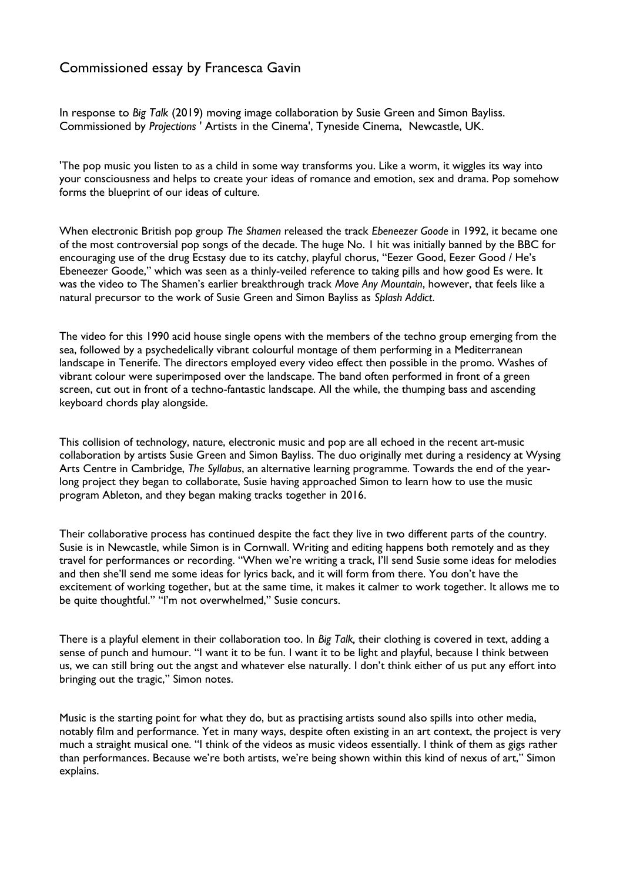# Commissioned essay by Francesca Gavin

In response to *Big Talk* (2019) moving image collaboration by Susie Green and Simon Bayliss. Commissioned by *Projections* ' Artists in the Cinema', Tyneside Cinema, Newcastle, UK.

'The pop music you listen to as a child in some way transforms you. Like a worm, it wiggles its way into your consciousness and helps to create your ideas of romance and emotion, sex and drama. Pop somehow forms the blueprint of our ideas of culture.

When electronic British pop group *The Shamen* released the track *Ebeneezer Goode* in 1992, it became one of the most controversial pop songs of the decade. The huge No. 1 hit was initially banned by the BBC for encouraging use of the drug Ecstasy due to its catchy, playful chorus, "Eezer Good, Eezer Good / He's Ebeneezer Goode," which was seen as a thinly-veiled reference to taking pills and how good Es were. It was the video to The Shamen's earlier breakthrough track *Move Any Mountain*, however, that feels like a natural precursor to the work of Susie Green and Simon Bayliss as *Splash Addict*.

The video for this 1990 acid house single opens with the members of the techno group emerging from the sea, followed by a psychedelically vibrant colourful montage of them performing in a Mediterranean landscape in Tenerife. The directors employed every video effect then possible in the promo. Washes of vibrant colour were superimposed over the landscape. The band often performed in front of a green screen, cut out in front of a techno-fantastic landscape. All the while, the thumping bass and ascending keyboard chords play alongside.

This collision of technology, nature, electronic music and pop are all echoed in the recent art-music collaboration by artists Susie Green and Simon Bayliss. The duo originally met during a residency at Wysing Arts Centre in Cambridge, *The Syllabus*, an alternative learning programme. Towards the end of the year-long project they began to collaborate, Susie having approached Simon to learn how to use the music program Ableton, and they began making tracks together in 2016.

Their collaborative process has continued despite the fact they live in two different parts of the country. Susie is in Newcastle, while Simon is in Cornwall. Writing and editing happens both remotely and as they travel for performances or recording. "When we're writing a track, I'll send Susie some ideas for melodies and then she'll send me some ideas for lyrics back, and it will form from there. You don't have the excitement of working together, but at the same time, it makes it calmer to work together. It allows me to be quite thoughtful." "I'm not overwhelmed," Susie concurs.

There is a playful element in their collaboration too. In *Big Talk,* their clothing is covered in text, adding a sense of punch and humour. "I want it to be fun. I want it to be light and playful, because I think between us, we can still bring out the angst and whatever else naturally. I don't think either of us put any effort into bringing out the tragic," Simon notes.

Music is the starting point for what they do, but as practising artists sound also spills into other media, notably film and performance. Yet in many ways, despite often existing in an art context, the project is very much a straight musical one. "I think of the videos as music videos essentially. I think of them as gigs rather than performances. Because we're both artists, we're being shown within this kind of nexus of art," Simon explains.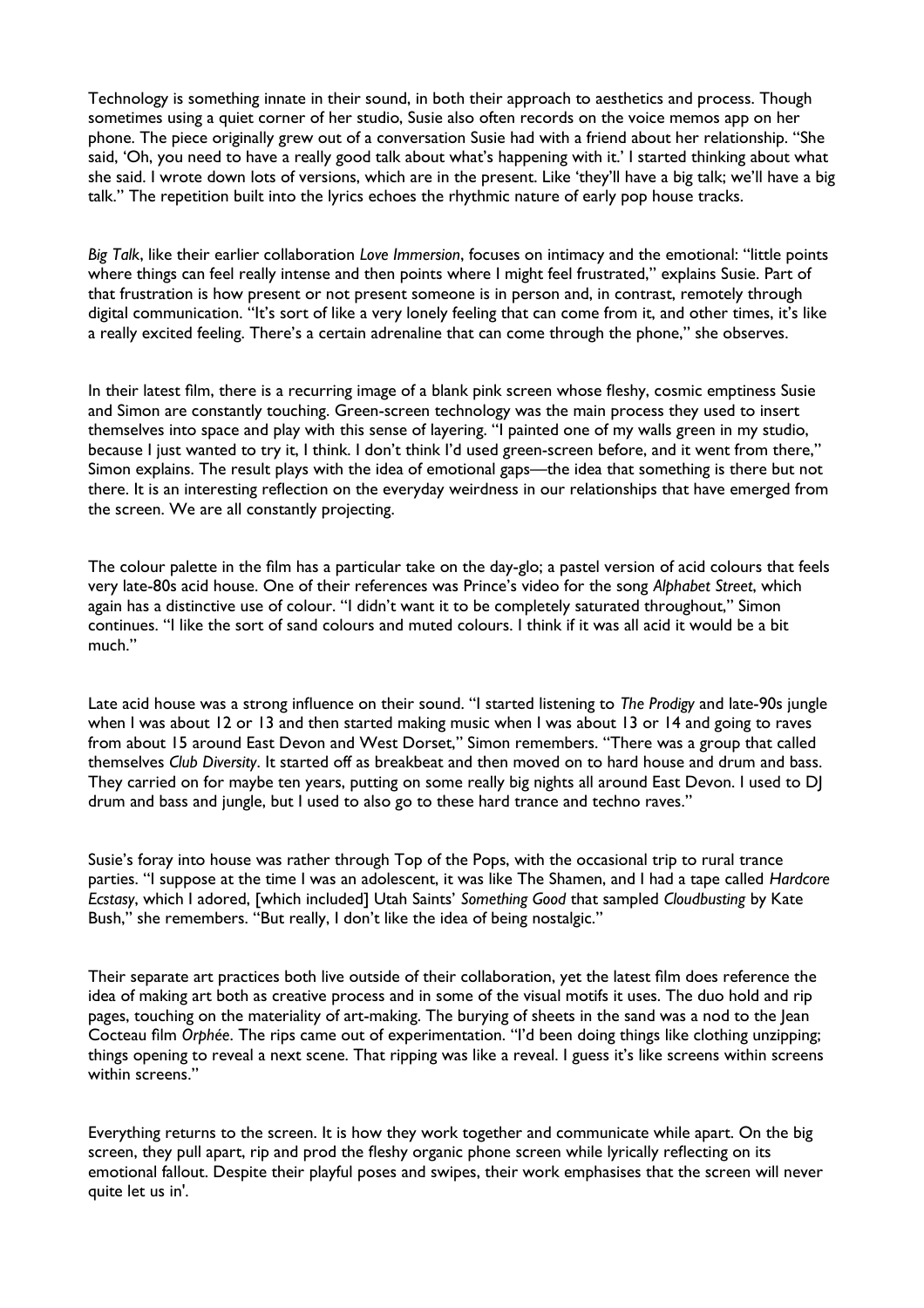Technology is something innate in their sound, in both their approach to aesthetics and process. Though sometimes using a quiet corner of her studio, Susie also often records on the voice memos app on her phone. The piece originally grew out of a conversation Susie had with a friend about her relationship. "She said, 'Oh, you need to have a really good talk about what's happening with it.' I started thinking about what she said. I wrote down lots of versions, which are in the present. Like 'they'll have a big talk; we'll have a big talk." The repetition built into the lyrics echoes the rhythmic nature of early pop house tracks.

*Big Talk*, like their earlier collaboration *Love Immersion*, focuses on intimacy and the emotional: "little points where things can feel really intense and then points where I might feel frustrated," explains Susie. Part of that frustration is how present or not present someone is in person and, in contrast, remotely through digital communication. "It's sort of like a very lonely feeling that can come from it, and other times, it's like a really excited feeling. There's a certain adrenaline that can come through the phone," she observes.

In their latest film, there is a recurring image of a blank pink screen whose fleshy, cosmic emptiness Susie and Simon are constantly touching. Green-screen technology was the main process they used to insert themselves into space and play with this sense of layering. "I painted one of my walls green in my studio, because I just wanted to try it, I think. I don't think I'd used green-screen before, and it went from there," Simon explains. The result plays with the idea of emotional gaps—the idea that something is there but not there. It is an interesting reflection on the everyday weirdness in our relationships that have emerged from the screen. We are all constantly projecting.

The colour palette in the film has a particular take on the day-glo; a pastel version of acid colours that feels very late-80s acid house. One of their references was Prince's video for the song *Alphabet Street*, which again has a distinctive use of colour. "I didn't want it to be completely saturated throughout," Simon continues. "I like the sort of sand colours and muted colours. I think if it was all acid it would be a bit much."

Late acid house was a strong influence on their sound. "I started listening to *The Prodigy* and late-90s jungle when I was about 12 or 13 and then started making music when I was about 13 or 14 and going to raves from about 15 around East Devon and West Dorset," Simon remembers. "There was a group that called themselves *Club Diversity*. It started off as breakbeat and then moved on to hard house and drum and bass. They carried on for maybe ten years, putting on some really big nights all around East Devon. I used to DJ drum and bass and jungle, but I used to also go to these hard trance and techno raves."

Susie's foray into house was rather through Top of the Pops, with the occasional trip to rural trance parties. "I suppose at the time I was an adolescent, it was like The Shamen, and I had a tape called *Hardcore Ecstasy*, which I adored, [which included] Utah Saints' *Something Good* that sampled *Cloudbusting* by Kate Bush," she remembers. "But really, I don't like the idea of being nostalgic."

Their separate art practices both live outside of their collaboration, yet the latest film does reference the idea of making art both as creative process and in some of the visual motifs it uses. The duo hold and rip pages, touching on the materiality of art-making. The burying of sheets in the sand was a nod to the Jean Cocteau film *Orphée*. The rips came out of experimentation. "I'd been doing things like clothing unzipping; things opening to reveal a next scene. That ripping was like a reveal. I guess it's like screens within screens within screens."

Everything returns to the screen. It is how they work together and communicate while apart. On the big screen, they pull apart, rip and prod the fleshy organic phone screen while lyrically reflecting on its emotional fallout. Despite their playful poses and swipes, their work emphasises that the screen will never quite let us in'.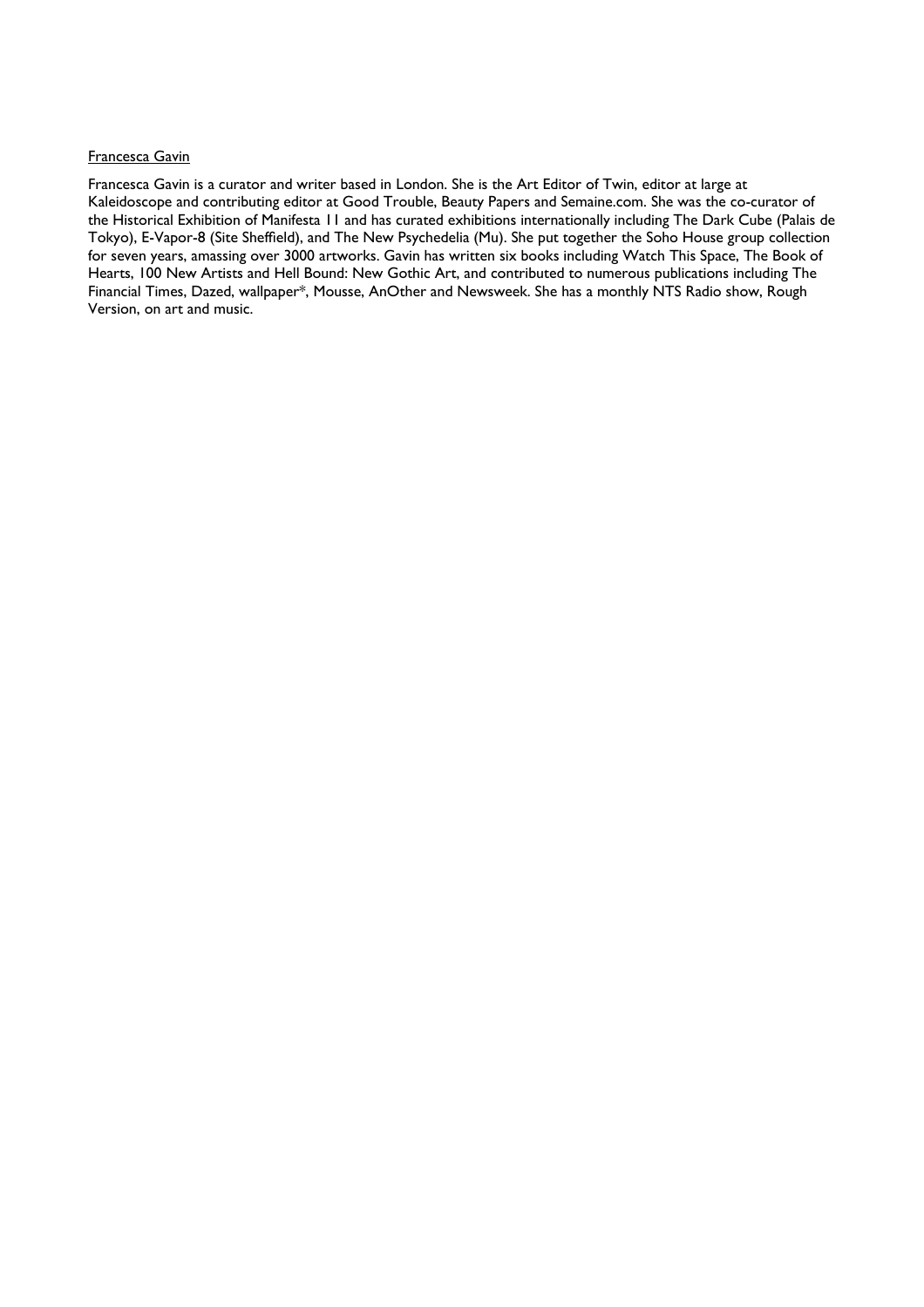<u>Francesca Gavin</u>

Francesca Gavin is a curator and writer based in London. She is the Art Editor of Twin, editor at large at Kaleidoscope and contributing editor at Good Trouble, Beauty Papers and Semaine.com. She was the co-curator of the Historical Exhibition of Manifesta 11 and has curated exhibitions internationally including The Dark Cube (Palais de Tokyo), E-Vapor-8 (Site Sheffield), and The New Psychedelia (Mu). She put together the Soho House group collection for seven years, amassing over 3000 artworks. Gavin has written six books including Watch This Space, The Book of Hearts, 100 New Artists and Hell Bound: New Gothic Art, and contributed to numerous publications including The Financial Times, Dazed, wallpaper*, Mousse, AnOther and Newsweek. She has a monthly NTS Radio show, Rough Version, on art and music.